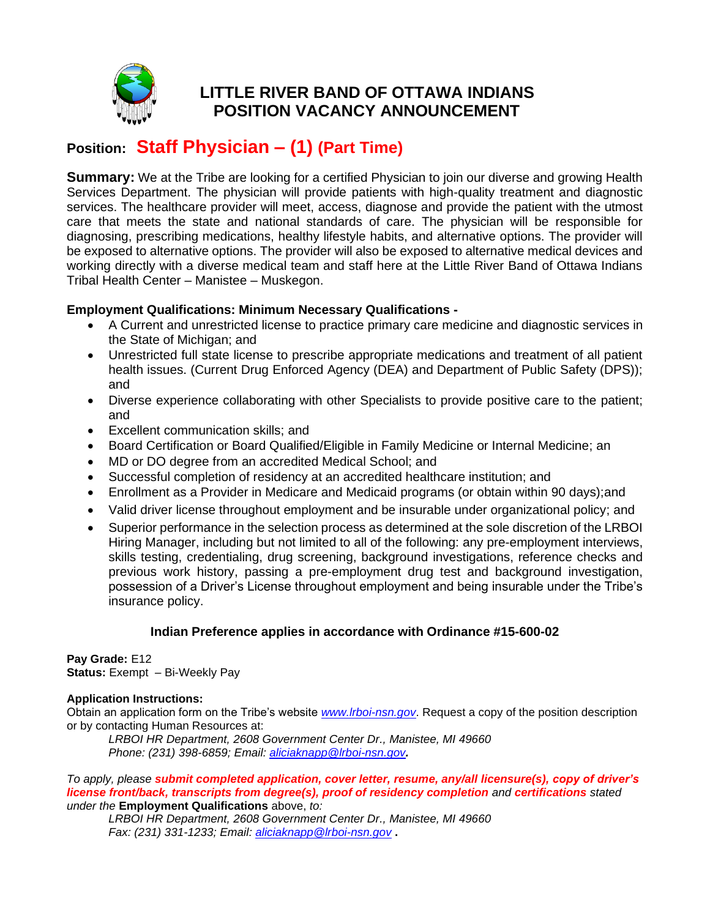# LITTLE RIVER BAND OF OTTAWA INDIANS
# POSITION VACANCY ANNOUNCEMENT

## Position: Staff Physician – (1) (Part Time)

**Summary:** We at the Tribe are looking for a certified Physician to join our diverse and growing Health Services Department. The physician will provide patients with high-quality treatment and diagnostic services. The healthcare provider will meet, access, diagnose and provide the patient with the utmost care that meets the state and national standards of care. The physician will be responsible for diagnosing, prescribing medications, healthy lifestyle habits, and alternative options. The provider will be exposed to alternative options. The provider will also be exposed to alternative medical devices and working directly with a diverse medical team and staff here at the Little River Band of Ottawa Indians Tribal Health Center – Manistee – Muskegon.

**Employment Qualifications: Minimum Necessary Qualifications -**

- A Current and unrestricted license to practice primary care medicine and diagnostic services in the State of Michigan; and
- Unrestricted full state license to prescribe appropriate medications and treatment of all patient health issues. (Current Drug Enforced Agency (DEA) and Department of Public Safety (DPS)); and
- Diverse experience collaborating with other Specialists to provide positive care to the patient; and
- Excellent communication skills; and
- Board Certification or Board Qualified/Eligible in Family Medicine or Internal Medicine; an
- MD or DO degree from an accredited Medical School; and
- Successful completion of residency at an accredited healthcare institution; and
- Enrollment as a Provider in Medicare and Medicaid programs (or obtain within 90 days);and
- Valid driver license throughout employment and be insurable under organizational policy; and
- Superior performance in the selection process as determined at the sole discretion of the LRBOI Hiring Manager, including but not limited to all of the following: any pre-employment interviews, skills testing, credentialing, drug screening, background investigations, reference checks and previous work history, passing a pre-employment drug test and background investigation, possession of a Driver's License throughout employment and being insurable under the Tribe's insurance policy.

**Indian Preference applies in accordance with Ordinance #15-600-02**

**Pay Grade:** E12
**Status:** Exempt – Bi-Weekly Pay

**Application Instructions:**
Obtain an application form on the Tribe's website *www.lrboi-nsn.gov*. Request a copy of the position description or by contacting Human Resources at:

*LRBOI HR Department, 2608 Government Center Dr., Manistee, MI 49660*
*Phone: (231) 398-6859; Email: aliciaknapp@lrboi-nsn.gov*.

*To apply, please* ***submit completed application, cover letter, resume, any/all licensure(s), copy of driver's license front/back, transcripts from degree(s), proof of residency completion*** *and* ***certifications*** *stated under the* **Employment Qualifications** above, *to:*

*LRBOI HR Department, 2608 Government Center Dr., Manistee, MI 49660*
*Fax: (231) 331-1233; Email: aliciaknapp@lrboi-nsn.gov* .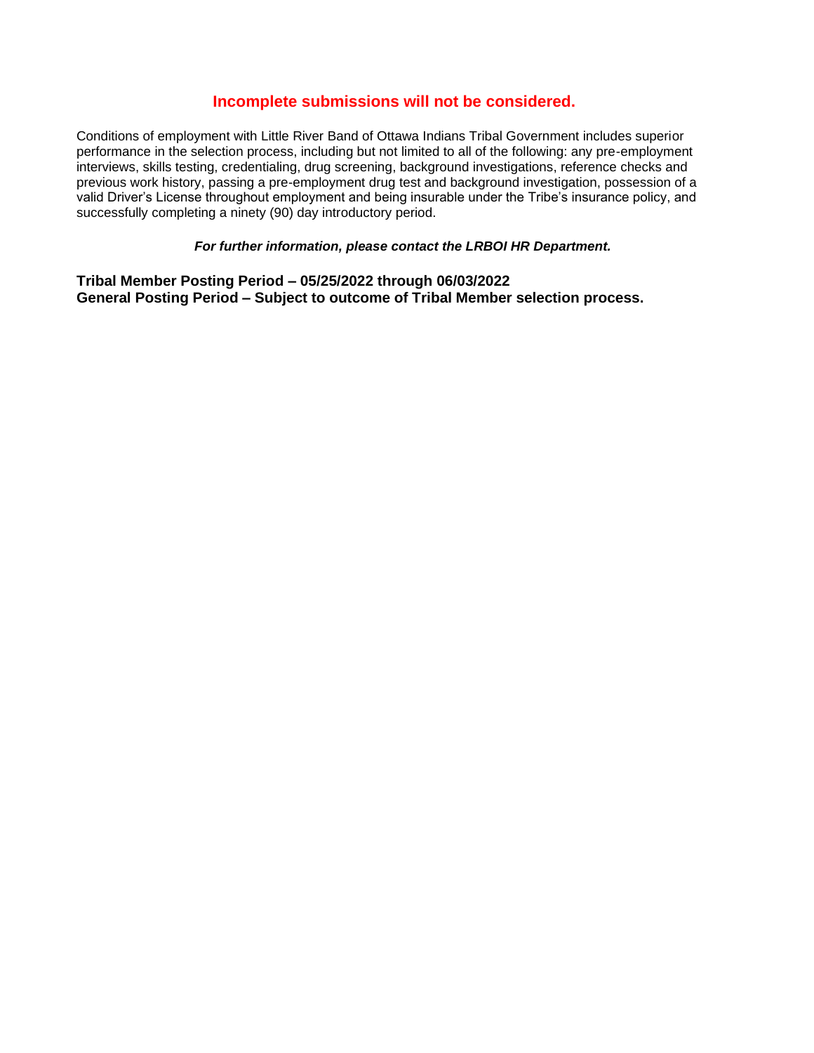**Incomplete submissions will not be considered.**

Conditions of employment with Little River Band of Ottawa Indians Tribal Government includes superior performance in the selection process, including but not limited to all of the following: any pre-employment interviews, skills testing, credentialing, drug screening, background investigations, reference checks and previous work history, passing a pre-employment drug test and background investigation, possession of a valid Driver's License throughout employment and being insurable under the Tribe's insurance policy, and successfully completing a ninety (90) day introductory period.

***For further information, please contact the LRBOI HR Department.***

**Tribal Member Posting Period – 05/25/2022 through 06/03/2022**
**General Posting Period – Subject to outcome of Tribal Member selection process.**